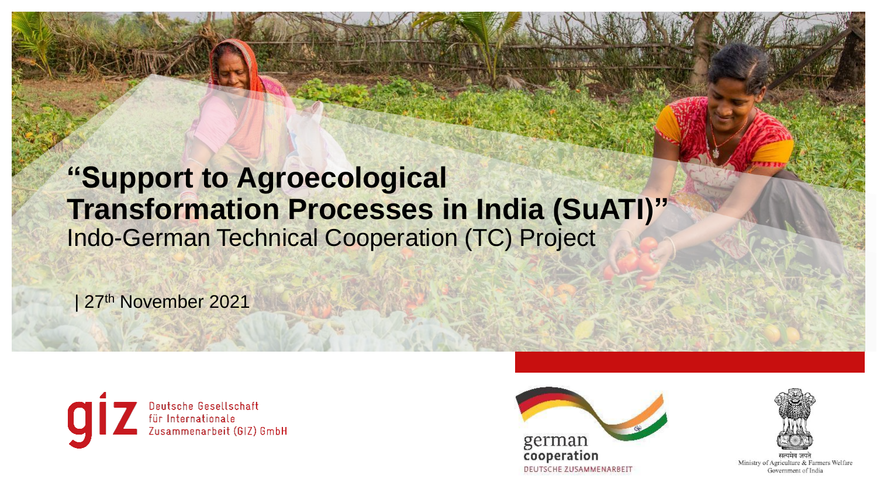# "Support to Agroecological Transformation Processes in India (SuATI)"

Indo-German Technical Cooperation (TC) Project

| 27th November 2021

Deutsche Gesellschaft für Internationale Zusammenarbeit (GIZ) GmbH

german cooperation
DEUTSCHE ZUSAMMENARBEIT

सत्यमेव जयते
Ministry of Agriculture & Farmers Welfare
Government of India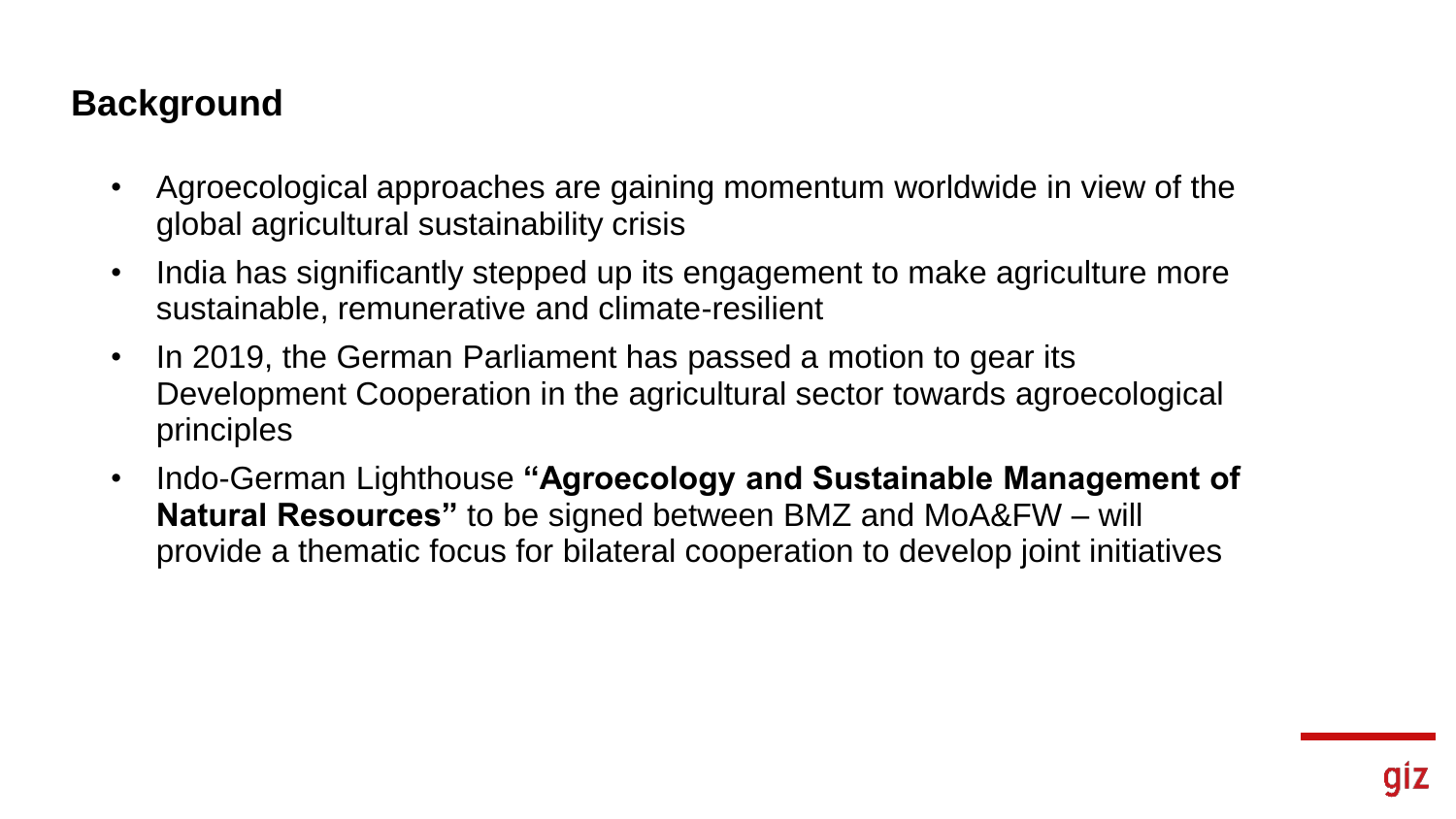## Background

- Agroecological approaches are gaining momentum worldwide in view of the global agricultural sustainability crisis
- India has significantly stepped up its engagement to make agriculture more sustainable, remunerative and climate-resilient
- In 2019, the German Parliament has passed a motion to gear its Development Cooperation in the agricultural sector towards agroecological principles
- Indo-German Lighthouse **"Agroecology and Sustainable Management of Natural Resources"** to be signed between BMZ and MoA&FW – will provide a thematic focus for bilateral cooperation to develop joint initiatives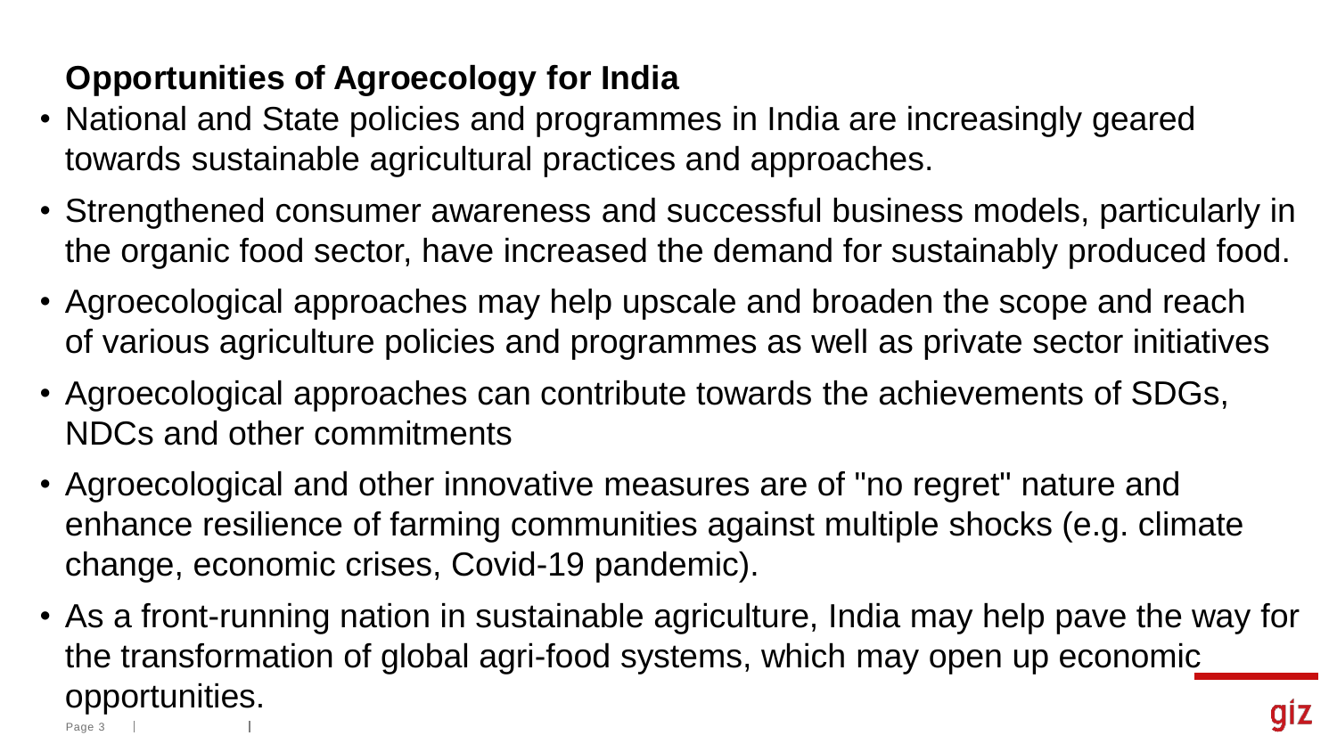## Opportunities of Agroecology for India

- National and State policies and programmes in India are increasingly geared towards sustainable agricultural practices and approaches.
- Strengthened consumer awareness and successful business models, particularly in the organic food sector, have increased the demand for sustainably produced food.
- Agroecological approaches may help upscale and broaden the scope and reach of various agriculture policies and programmes as well as private sector initiatives
- Agroecological approaches can contribute towards the achievements of SDGs, NDCs and other commitments
- Agroecological and other innovative measures are of "no regret" nature and enhance resilience of farming communities against multiple shocks (e.g. climate change, economic crises, Covid-19 pandemic).
- As a front-running nation in sustainable agriculture, India may help pave the way for the transformation of global agri-food systems, which may open up economic opportunities.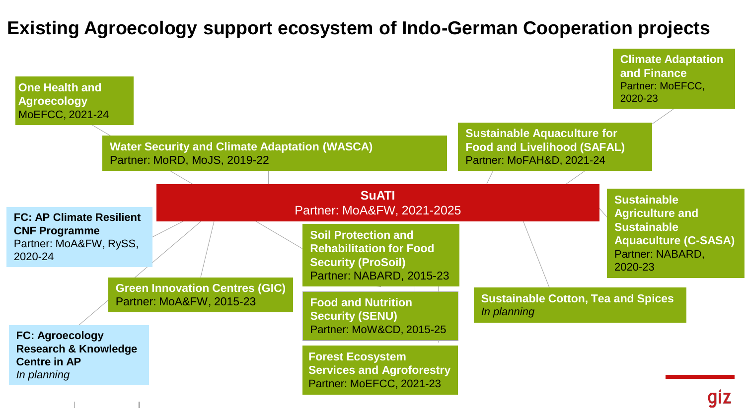# Existing Agroecology support ecosystem of Indo-German Cooperation projects

**SuATI**
Partner: MoA&FW, 2021-2025

**One Health and Agroecology**
MoEFCC, 2021-24

**Water Security and Climate Adaptation (WASCA)**
Partner: MoRD, MoJS, 2019-22

**Sustainable Aquaculture for Food and Livelihood (SAFAL)**
Partner: MoFAH&D, 2021-24

**Climate Adaptation and Finance**
Partner: MoEFCC, 2020-23

**Sustainable Agriculture and Sustainable Aquaculture (C-SASA)**
Partner: NABARD, 2020-23

**FC: AP Climate Resilient CNF Programme**
Partner: MoA&FW, RySS, 2020-24

**Green Innovation Centres (GIC)**
Partner: MoA&FW, 2015-23

**FC: Agroecology Research & Knowledge Centre in AP**
*In planning*

**Soil Protection and Rehabilitation for Food Security (ProSoil)**
Partner: NABARD, 2015-23

**Food and Nutrition Security (SENU)**
Partner: MoW&CD, 2015-25

**Forest Ecosystem Services and Agroforestry**
Partner: MoEFCC, 2021-23

**Sustainable Cotton, Tea and Spices**
*In planning*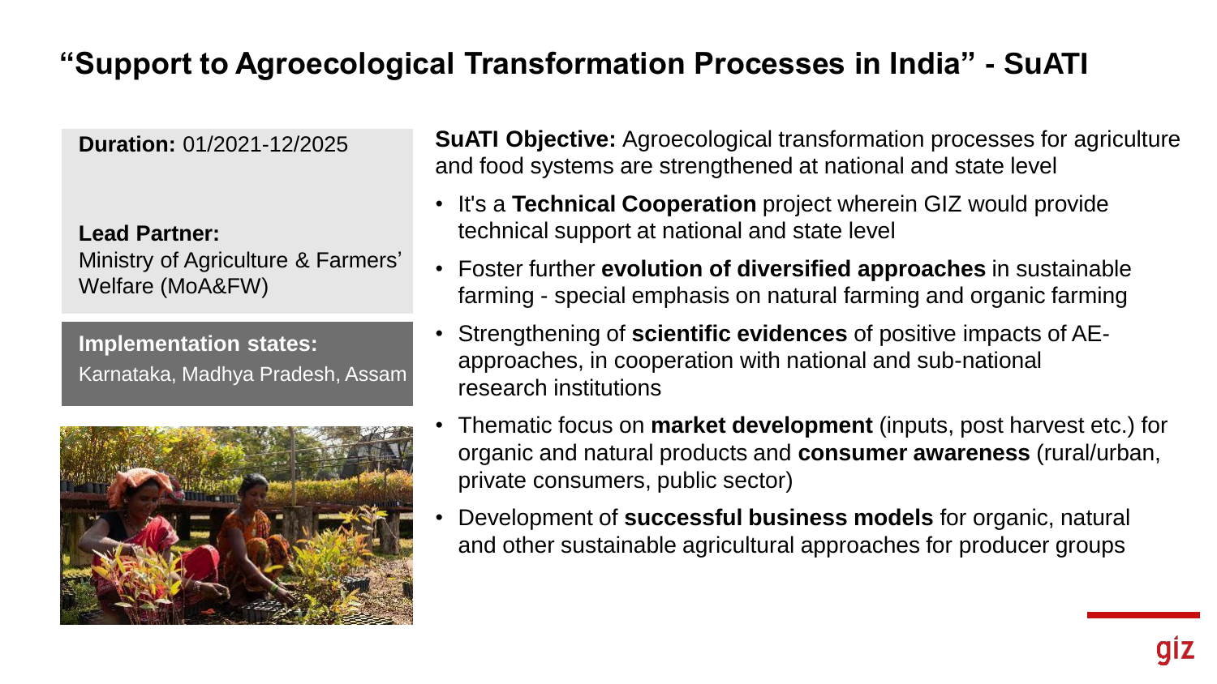# "Support to Agroecological Transformation Processes in India" - SuATI

**Duration:** 01/2021-12/2025

**Lead Partner:**
Ministry of Agriculture & Farmers' Welfare (MoA&FW)

**Implementation states:**
Karnataka, Madhya Pradesh, Assam

**SuATI Objective:** Agroecological transformation processes for agriculture and food systems are strengthened at national and state level

- It's a **Technical Cooperation** project wherein GIZ would provide technical support at national and state level
- Foster further **evolution of diversified approaches** in sustainable farming - special emphasis on natural farming and organic farming
- Strengthening of **scientific evidences** of positive impacts of AE-approaches, in cooperation with national and sub-national research institutions
- Thematic focus on **market development** (inputs, post harvest etc.) for organic and natural products and **consumer awareness** (rural/urban, private consumers, public sector)
- Development of **successful business models** for organic, natural and other sustainable agricultural approaches for producer groups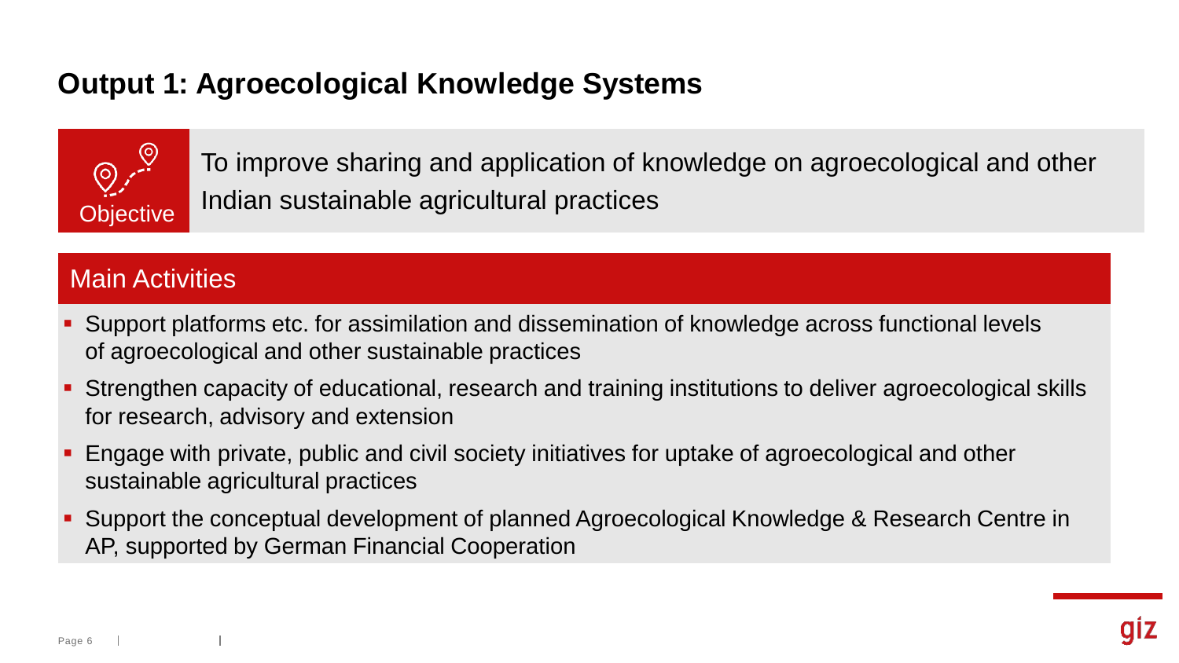# Output 1: Agroecological Knowledge Systems

**Objective**

To improve sharing and application of knowledge on agroecological and other Indian sustainable agricultural practices

## Main Activities

- Support platforms etc. for assimilation and dissemination of knowledge across functional levels of agroecological and other sustainable practices
- Strengthen capacity of educational, research and training institutions to deliver agroecological skills for research, advisory and extension
- Engage with private, public and civil society initiatives for uptake of agroecological and other sustainable agricultural practices
- Support the conceptual development of planned Agroecological Knowledge & Research Centre in AP, supported by German Financial Cooperation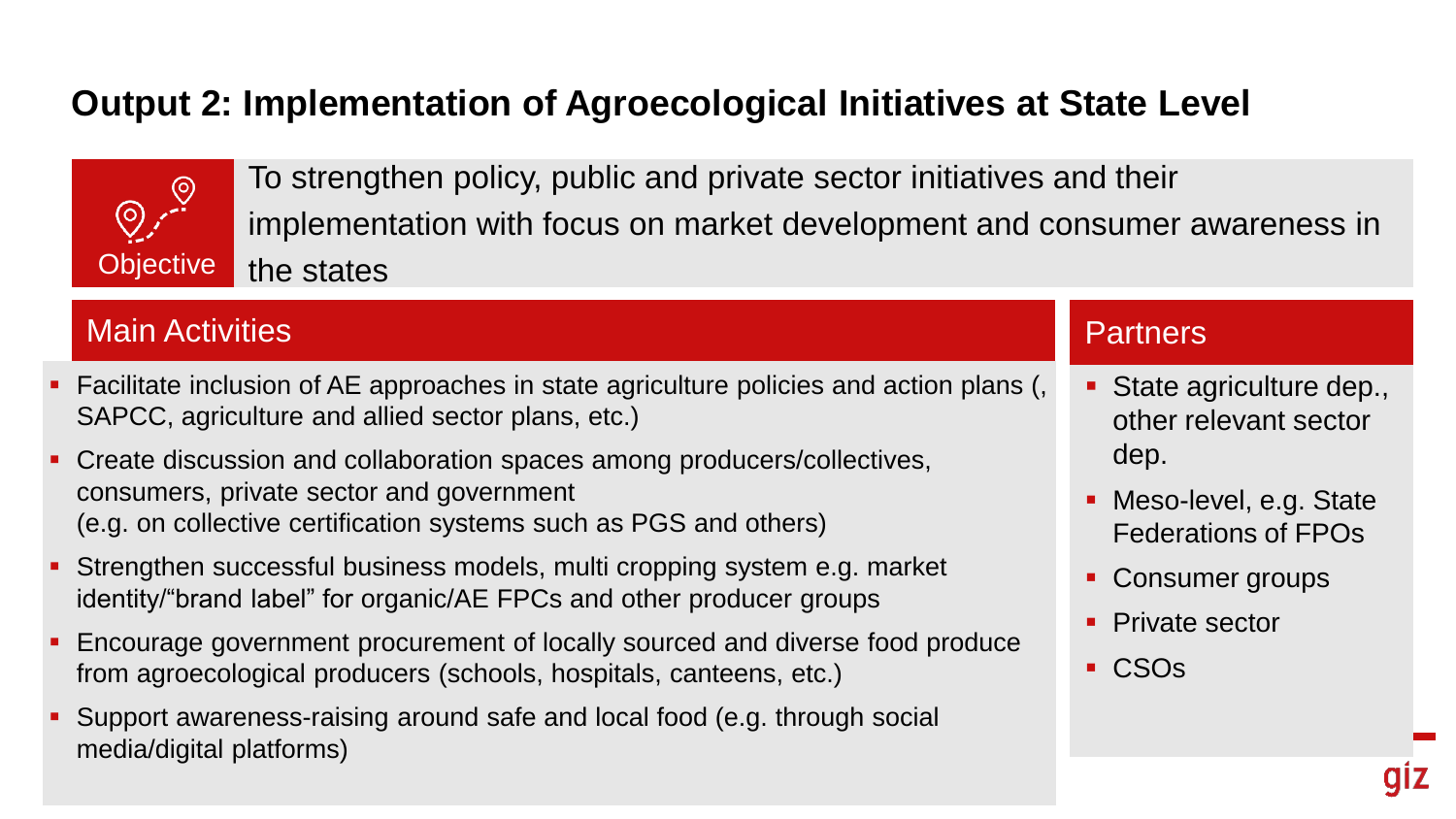# Output 2: Implementation of Agroecological Initiatives at State Level

**Objective**

To strengthen policy, public and private sector initiatives and their implementation with focus on market development and consumer awareness in the states

## Main Activities

- Facilitate inclusion of AE approaches in state agriculture policies and action plans (, SAPCC, agriculture and allied sector plans, etc.)
- Create discussion and collaboration spaces among producers/collectives, consumers, private sector and government (e.g. on collective certification systems such as PGS and others)
- Strengthen successful business models, multi cropping system e.g. market identity/"brand label" for organic/AE FPCs and other producer groups
- Encourage government procurement of locally sourced and diverse food produce from agroecological producers (schools, hospitals, canteens, etc.)
- Support awareness-raising around safe and local food (e.g. through social media/digital platforms)

## Partners

- State agriculture dep., other relevant sector dep.
- Meso-level, e.g. State Federations of FPOs
- Consumer groups
- Private sector
- CSOs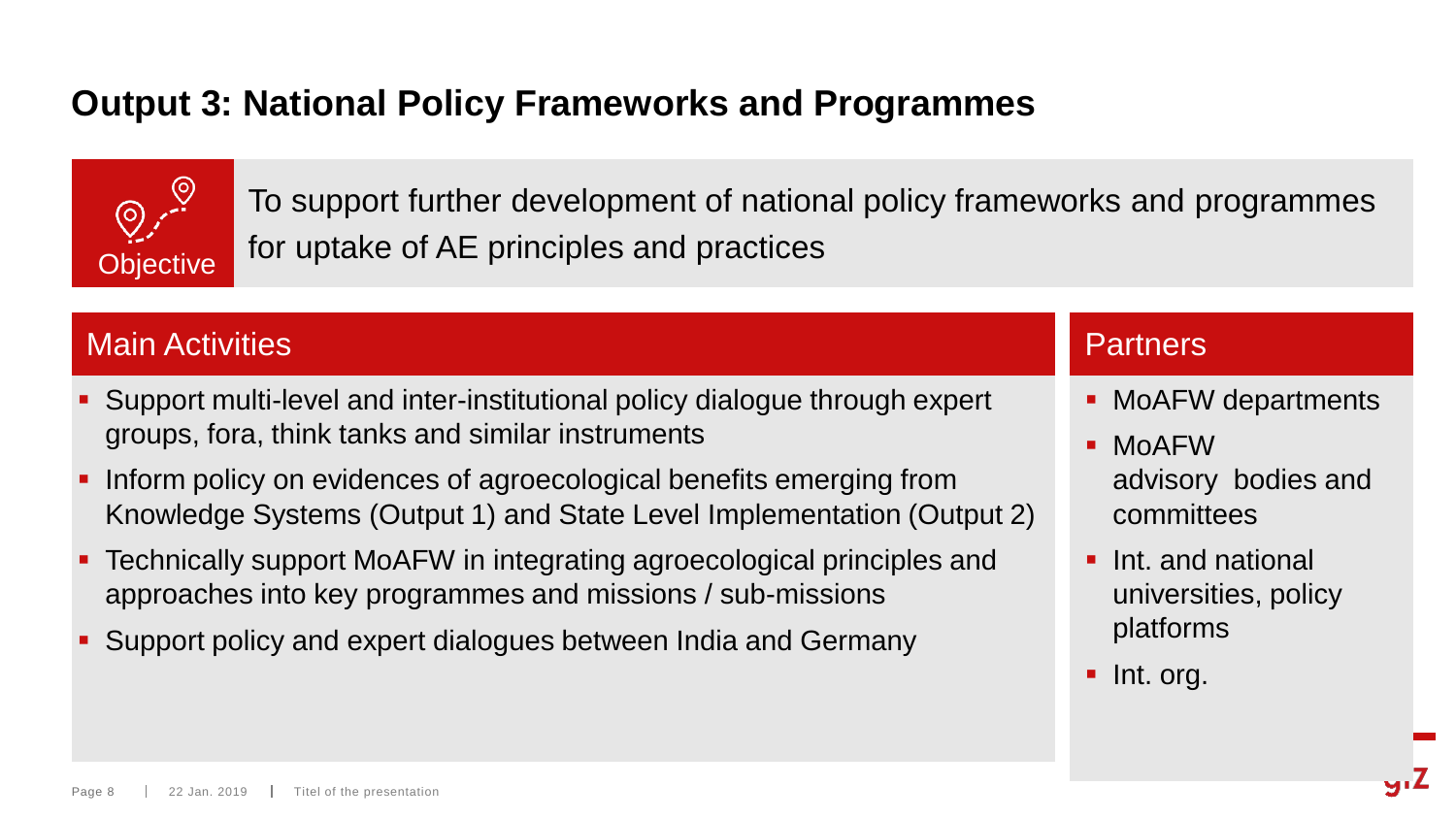# Output 3: National Policy Frameworks and Programmes

**Objective**

To support further development of national policy frameworks and programmes for uptake of AE principles and practices

## Main Activities

- Support multi-level and inter-institutional policy dialogue through expert groups, fora, think tanks and similar instruments
- Inform policy on evidences of agroecological benefits emerging from Knowledge Systems (Output 1) and State Level Implementation (Output 2)
- Technically support MoAFW in integrating agroecological principles and approaches into key programmes and missions / sub-missions
- Support policy and expert dialogues between India and Germany

## Partners

- MoAFW departments
- MoAFW advisory bodies and committees
- Int. and national universities, policy platforms
- Int. org.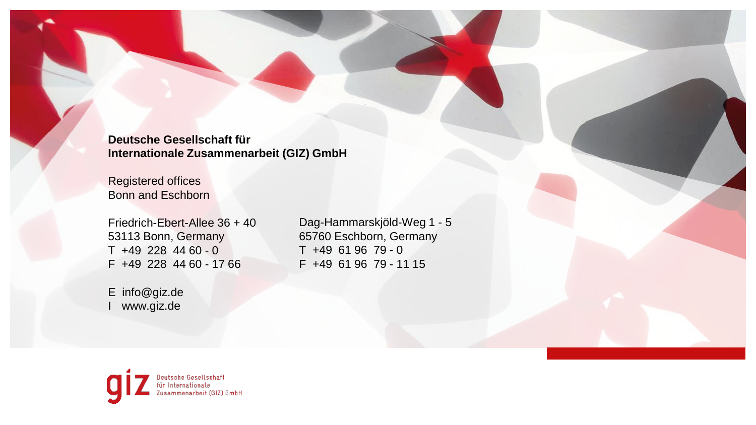**Deutsche Gesellschaft für**
**Internationale Zusammenarbeit (GIZ) GmbH**

Registered offices
Bonn and Eschborn

Friedrich-Ebert-Allee 36 + 40
53113 Bonn, Germany
T +49 228 44 60 - 0
F +49 228 44 60 - 17 66

Dag-Hammarskjöld-Weg 1 - 5
65760 Eschborn, Germany
T +49 61 96 79 - 0
F +49 61 96 79 - 11 15

E info@giz.de
I www.giz.de

giz Deutsche Gesellschaft für Internationale Zusammenarbeit (GIZ) GmbH